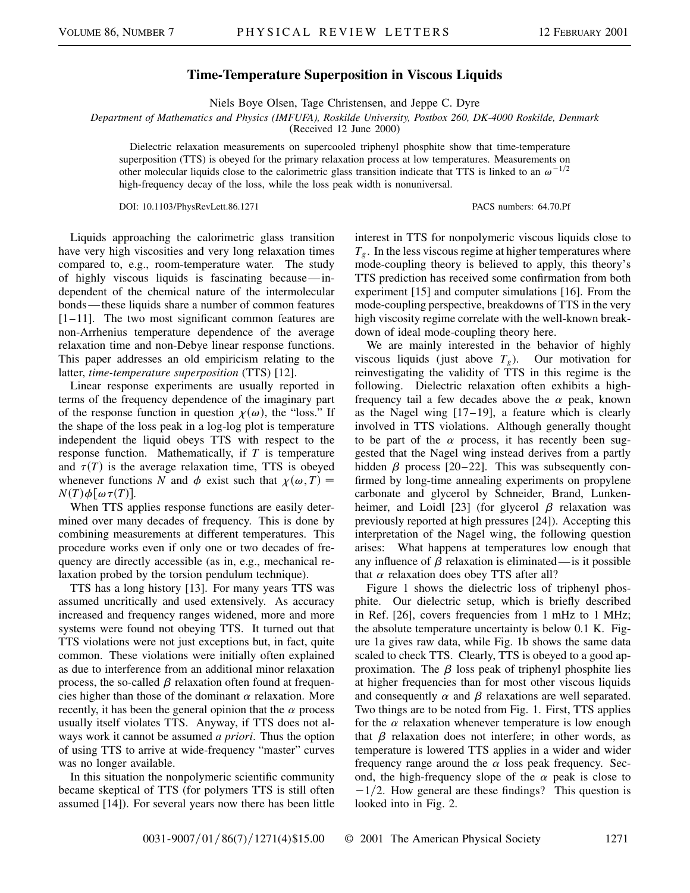# Time-Temperature Superposition in Viscous Liquids

Niels Boye Olsen, Tage Christensen, and Jeppe C. Dyre

*Department of Mathematics and Physics (IMFUFA), Roskilde University, Postbox 260, DK-4000 Roskilde, Denmark*
(Received 12 June 2000)

Dielectric relaxation measurements on supercooled triphenyl phosphite show that time-temperature superposition (TTS) is obeyed for the primary relaxation process at low temperatures. Measurements on other molecular liquids close to the calorimetric glass transition indicate that TTS is linked to an $\omega^{-1/2}$ high-frequency decay of the loss, while the loss peak width is nonuniversal.

DOI: 10.1103/PhysRevLett.86.1271 PACS numbers: 64.70.Pf

Liquids approaching the calorimetric glass transition have very high viscosities and very long relaxation times compared to, e.g., room-temperature water. The study of highly viscous liquids is fascinating because—independent of the chemical nature of the intermolecular bonds—these liquids share a number of common features [1–11]. The two most significant common features are non-Arrhenius temperature dependence of the average relaxation time and non-Debye linear response functions. This paper addresses an old empiricism relating to the latter, *time-temperature superposition* (TTS) [12].

Linear response experiments are usually reported in terms of the frequency dependence of the imaginary part of the response function in question $\chi(\omega)$, the "loss." If the shape of the loss peak in a log-log plot is temperature independent the liquid obeys TTS with respect to the response function. Mathematically, if $T$ is temperature and $\tau(T)$ is the average relaxation time, TTS is obeyed whenever functions $N$ and $\phi$ exist such that $\chi(\omega, T) = N(T)\phi[\omega\tau(T)]$.

When TTS applies response functions are easily determined over many decades of frequency. This is done by combining measurements at different temperatures. This procedure works even if only one or two decades of frequency are directly accessible (as in, e.g., mechanical relaxation probed by the torsion pendulum technique).

TTS has a long history [13]. For many years TTS was assumed uncritically and used extensively. As accuracy increased and frequency ranges widened, more and more systems were found not obeying TTS. It turned out that TTS violations were not just exceptions but, in fact, quite common. These violations were initially often explained as due to interference from an additional minor relaxation process, the so-called $\beta$ relaxation often found at frequencies higher than those of the dominant $\alpha$ relaxation. More recently, it has been the general opinion that the $\alpha$ process usually itself violates TTS. Anyway, if TTS does not always work it cannot be assumed *a priori*. Thus the option of using TTS to arrive at wide-frequency "master" curves was no longer available.

In this situation the nonpolymeric scientific community became skeptical of TTS (for polymers TTS is still often assumed [14]). For several years now there has been little interest in TTS for nonpolymeric viscous liquids close to $T_g$. In the less viscous regime at higher temperatures where mode-coupling theory is believed to apply, this theory's TTS prediction has received some confirmation from both experiment [15] and computer simulations [16]. From the mode-coupling perspective, breakdowns of TTS in the very high viscosity regime correlate with the well-known breakdown of ideal mode-coupling theory here.

We are mainly interested in the behavior of highly viscous liquids (just above $T_g$). Our motivation for reinvestigating the validity of TTS in this regime is the following. Dielectric relaxation often exhibits a high-frequency tail a few decades above the $\alpha$ peak, known as the Nagel wing [17–19], a feature which is clearly involved in TTS violations. Although generally thought to be part of the $\alpha$ process, it has recently been suggested that the Nagel wing instead derives from a partly hidden $\beta$ process [20–22]. This was subsequently confirmed by long-time annealing experiments on propylene carbonate and glycerol by Schneider, Brand, Lunkenheimer, and Loidl [23] (for glycerol $\beta$ relaxation was previously reported at high pressures [24]). Accepting this interpretation of the Nagel wing, the following question arises: What happens at temperatures low enough that any influence of $\beta$ relaxation is eliminated—is it possible that $\alpha$ relaxation does obey TTS after all?

Figure 1 shows the dielectric loss of triphenyl phosphite. Our dielectric setup, which is briefly described in Ref. [26], covers frequencies from 1 mHz to 1 MHz; the absolute temperature uncertainty is below 0.1 K. Figure 1a gives raw data, while Fig. 1b shows the same data scaled to check TTS. Clearly, TTS is obeyed to a good approximation. The $\beta$ loss peak of triphenyl phosphite lies at higher frequencies than for most other viscous liquids and consequently $\alpha$ and $\beta$ relaxations are well separated. Two things are to be noted from Fig. 1. First, TTS applies for the $\alpha$ relaxation whenever temperature is low enough that $\beta$ relaxation does not interfere; in other words, as temperature is lowered TTS applies in a wider and wider frequency range around the $\alpha$ loss peak frequency. Second, the high-frequency slope of the $\alpha$ peak is close to $-1/2$. How general are these findings? This question is looked into in Fig. 2.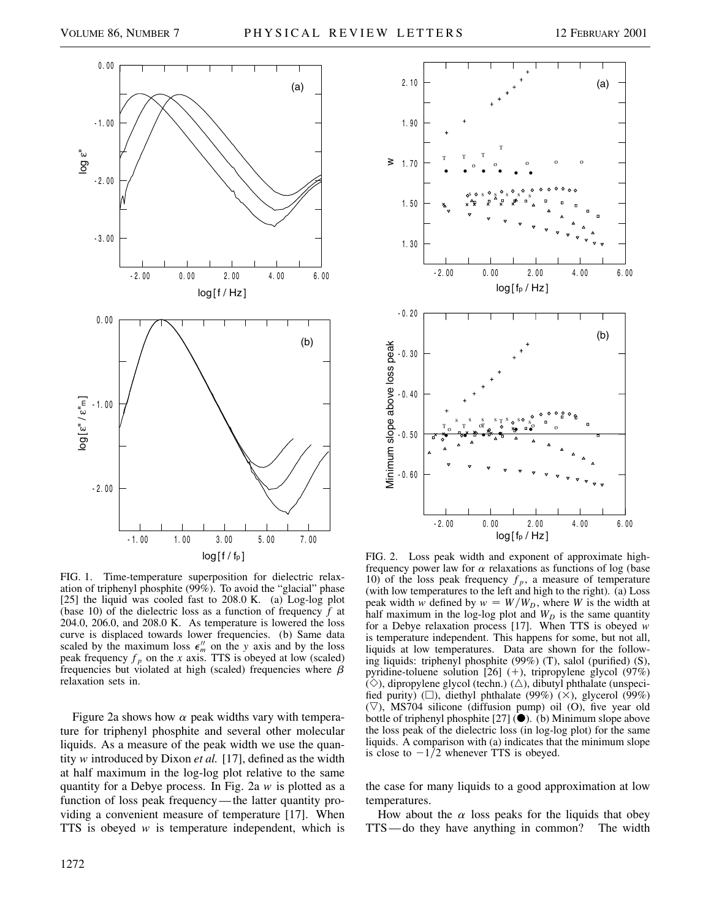FIG. 1. Time-temperature superposition for dielectric relaxation of triphenyl phosphite (99%). To avoid the "glacial" phase [25] the liquid was cooled fast to 208.0 K. (a) Log-log plot (base 10) of the dielectric loss as a function of frequency $f$ at 204.0, 206.0, and 208.0 K. As temperature is lowered the loss curve is displaced towards lower frequencies. (b) Same data scaled by the maximum loss $\epsilon''_m$ on the $y$ axis and by the loss peak frequency $f_p$ on the $x$ axis. TTS is obeyed at low (scaled) frequencies but violated at high (scaled) frequencies where $\beta$ relaxation sets in.

FIG. 2. Loss peak width and exponent of approximate high-frequency power law for $\alpha$ relaxations as functions of log (base 10) of the loss peak frequency $f_p$, a measure of temperature (with low temperatures to the left and high to the right). (a) Loss peak width $w$ defined by $w = W/W_D$, where $W$ is the width at half maximum in the log-log plot and $W_D$ is the same quantity for a Debye relaxation process [17]. When TTS is obeyed $w$ is temperature independent. This happens for some, but not all, liquids at low temperatures. Data are shown for the following liquids: triphenyl phosphite (99%) (T), salol (purified) (S), pyridine-toluene solution [26] (+), tripropylene glycol (97%) ($\Diamond$), dipropylene glycol (techn.) ($\triangle$), dibutyl phthalate (unspecified purity) ($\square$), diethyl phthalate (99%) ($\times$), glycerol (99%) ($\nabla$), MS704 silicone (diffusion pump) oil (O), five year old bottle of triphenyl phosphite [27] ($\bullet$). (b) Minimum slope above the loss peak of the dielectric loss (in log-log plot) for the same liquids. A comparison with (a) indicates that the minimum slope is close to $-1/2$ whenever TTS is obeyed.

Figure 2a shows how $\alpha$ peak widths vary with temperature for triphenyl phosphite and several other molecular liquids. As a measure of the peak width we use the quantity $w$ introduced by Dixon *et al.* [17], defined as the width at half maximum in the log-log plot relative to the same quantity for a Debye process. In Fig. 2a $w$ is plotted as a function of loss peak frequency—the latter quantity providing a convenient measure of temperature [17]. When TTS is obeyed $w$ is temperature independent, which is the case for many liquids to a good approximation at low temperatures.

How about the $\alpha$ loss peaks for the liquids that obey TTS—do they have anything in common? The width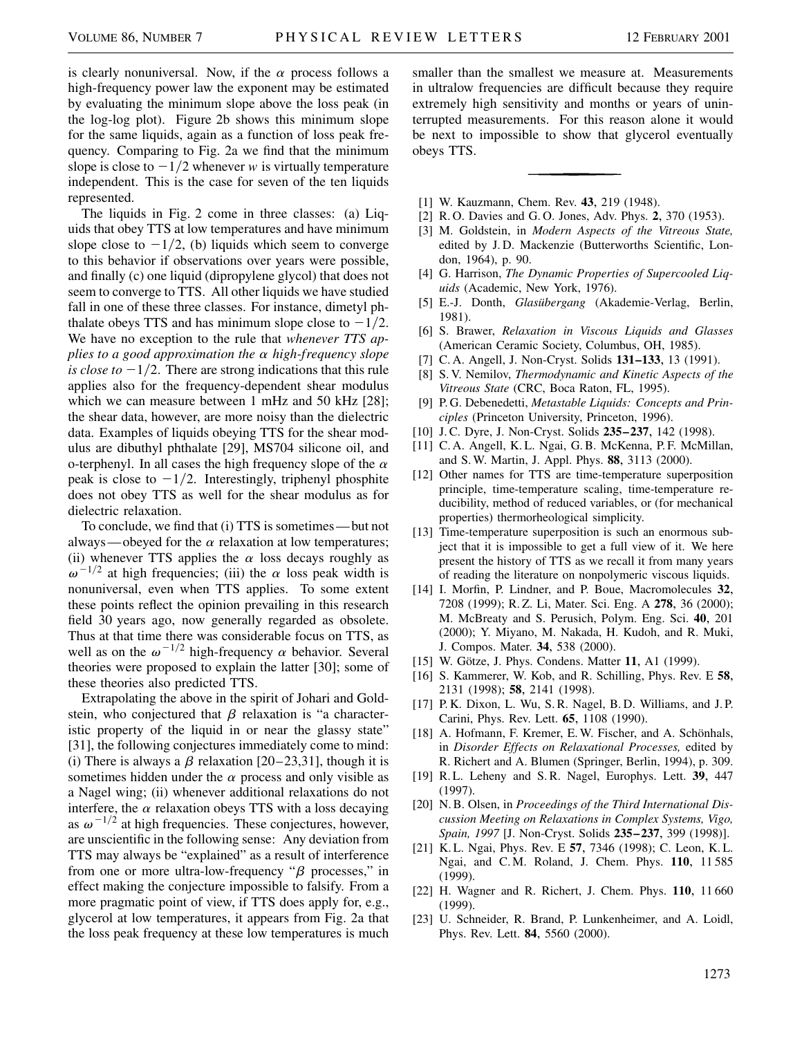is clearly nonuniversal. Now, if the $\alpha$ process follows a high-frequency power law the exponent may be estimated by evaluating the minimum slope above the loss peak (in the log-log plot). Figure 2b shows this minimum slope for the same liquids, again as a function of loss peak frequency. Comparing to Fig. 2a we find that the minimum slope is close to $-1/2$ whenever $w$ is virtually temperature independent. This is the case for seven of the ten liquids represented.

The liquids in Fig. 2 come in three classes: (a) Liquids that obey TTS at low temperatures and have minimum slope close to $-1/2$, (b) liquids which seem to converge to this behavior if observations over years were possible, and finally (c) one liquid (dipropylene glycol) that does not seem to converge to TTS. All other liquids we have studied fall in one of these three classes. For instance, dimetyl phthalate obeys TTS and has minimum slope close to $-1/2$. We have no exception to the rule that *whenever TTS applies to a good approximation the $\alpha$ high-frequency slope is close to $-1/2$*. There are strong indications that this rule applies also for the frequency-dependent shear modulus which we can measure between 1 mHz and 50 kHz [28]; the shear data, however, are more noisy than the dielectric data. Examples of liquids obeying TTS for the shear modulus are dibuthyl phthalate [29], MS704 silicone oil, and o-terphenyl. In all cases the high frequency slope of the $\alpha$ peak is close to $-1/2$. Interestingly, triphenyl phosphite does not obey TTS as well for the shear modulus as for dielectric relaxation.

To conclude, we find that (i) TTS is sometimes—but not always—obeyed for the $\alpha$ relaxation at low temperatures; (ii) whenever TTS applies the $\alpha$ loss decays roughly as $\omega^{-1/2}$ at high frequencies; (iii) the $\alpha$ loss peak width is nonuniversal, even when TTS applies. To some extent these points reflect the opinion prevailing in this research field 30 years ago, now generally regarded as obsolete. Thus at that time there was considerable focus on TTS, as well as on the $\omega^{-1/2}$ high-frequency $\alpha$ behavior. Several theories were proposed to explain the latter [30]; some of these theories also predicted TTS.

Extrapolating the above in the spirit of Johari and Goldstein, who conjectured that $\beta$ relaxation is "a characteristic property of the liquid in or near the glassy state" [31], the following conjectures immediately come to mind: (i) There is always a $\beta$ relaxation [20–23,31], though it is sometimes hidden under the $\alpha$ process and only visible as a Nagel wing; (ii) whenever additional relaxations do not interfere, the $\alpha$ relaxation obeys TTS with a loss decaying as $\omega^{-1/2}$ at high frequencies. These conjectures, however, are unscientific in the following sense: Any deviation from TTS may always be "explained" as a result of interference from one or more ultra-low-frequency "$\beta$ processes," in effect making the conjecture impossible to falsify. From a more pragmatic point of view, if TTS does apply for, e.g., glycerol at low temperatures, it appears from Fig. 2a that the loss peak frequency at these low temperatures is much smaller than the smallest we measure at. Measurements in ultralow frequencies are difficult because they require extremely high sensitivity and months or years of uninterrupted measurements. For this reason alone it would be next to impossible to show that glycerol eventually obeys TTS.

---

[1] W. Kauzmann, Chem. Rev. **43**, 219 (1948).

[2] R. O. Davies and G. O. Jones, Adv. Phys. **2**, 370 (1953).

[3] M. Goldstein, in *Modern Aspects of the Vitreous State,* edited by J. D. Mackenzie (Butterworths Scientific, London, 1964), p. 90.

[4] G. Harrison, *The Dynamic Properties of Supercooled Liquids* (Academic, New York, 1976).

[5] E.-J. Donth, *Glasübergang* (Akademie-Verlag, Berlin, 1981).

[6] S. Brawer, *Relaxation in Viscous Liquids and Glasses* (American Ceramic Society, Columbus, OH, 1985).

[7] C. A. Angell, J. Non-Cryst. Solids **131–133**, 13 (1991).

[8] S. V. Nemilov, *Thermodynamic and Kinetic Aspects of the Vitreous State* (CRC, Boca Raton, FL, 1995).

[9] P. G. Debenedetti, *Metastable Liquids: Concepts and Principles* (Princeton University, Princeton, 1996).

[10] J. C. Dyre, J. Non-Cryst. Solids **235–237**, 142 (1998).

[11] C. A. Angell, K. L. Ngai, G. B. McKenna, P. F. McMillan, and S. W. Martin, J. Appl. Phys. **88**, 3113 (2000).

[12] Other names for TTS are time-temperature superposition principle, time-temperature scaling, time-temperature reducibility, method of reduced variables, or (for mechanical properties) thermorheological simplicity.

[13] Time-temperature superposition is such an enormous subject that it is impossible to get a full view of it. We here present the history of TTS as we recall it from many years of reading the literature on nonpolymeric viscous liquids.

[14] I. Morfin, P. Lindner, and P. Boue, Macromolecules **32**, 7208 (1999); R. Z. Li, Mater. Sci. Eng. A **278**, 36 (2000); M. McBreaty and S. Perusich, Polym. Eng. Sci. **40**, 201 (2000); Y. Miyano, M. Nakada, H. Kudoh, and R. Muki, J. Compos. Mater. **34**, 538 (2000).

[15] W. Götze, J. Phys. Condens. Matter **11**, A1 (1999).

[16] S. Kammerer, W. Kob, and R. Schilling, Phys. Rev. E **58**, 2131 (1998); **58**, 2141 (1998).

[17] P. K. Dixon, L. Wu, S. R. Nagel, B. D. Williams, and J. P. Carini, Phys. Rev. Lett. **65**, 1108 (1990).

[18] A. Hofmann, F. Kremer, E. W. Fischer, and A. Schönhals, in *Disorder Effects on Relaxational Processes,* edited by R. Richert and A. Blumen (Springer, Berlin, 1994), p. 309.

[19] R. L. Leheny and S. R. Nagel, Europhys. Lett. **39**, 447 (1997).

[20] N. B. Olsen, in *Proceedings of the Third International Discussion Meeting on Relaxations in Complex Systems, Vigo, Spain, 1997* [J. Non-Cryst. Solids **235–237**, 399 (1998)].

[21] K. L. Ngai, Phys. Rev. E **57**, 7346 (1998); C. Leon, K. L. Ngai, and C. M. Roland, J. Chem. Phys. **110**, 11 585 (1999).

[22] H. Wagner and R. Richert, J. Chem. Phys. **110**, 11 660 (1999).

[23] U. Schneider, R. Brand, P. Lunkenheimer, and A. Loidl, Phys. Rev. Lett. **84**, 5560 (2000).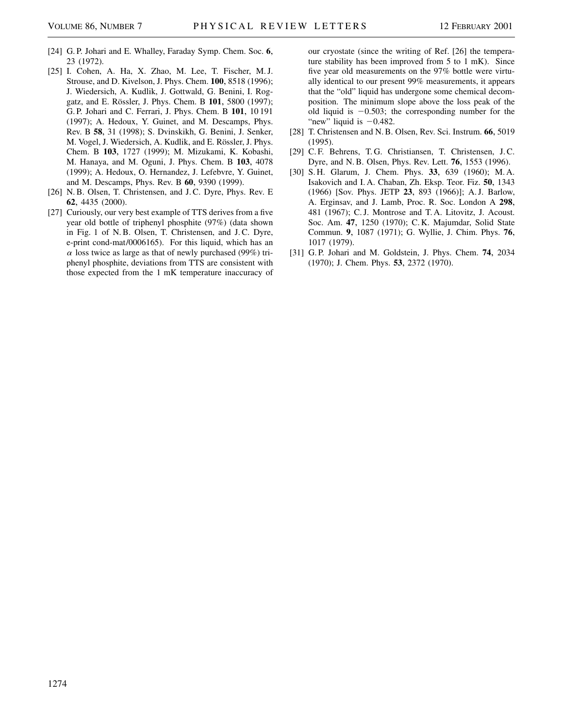[24] G. P. Johari and E. Whalley, Faraday Symp. Chem. Soc. **6**, 23 (1972).

[25] I. Cohen, A. Ha, X. Zhao, M. Lee, T. Fischer, M. J. Strouse, and D. Kivelson, J. Phys. Chem. **100**, 8518 (1996); J. Wiedersich, A. Kudlik, J. Gottwald, G. Benini, I. Roggatz, and E. Rössler, J. Phys. Chem. B **101**, 5800 (1997); G. P. Johari and C. Ferrari, J. Phys. Chem. B **101**, 10 191 (1997); A. Hedoux, Y. Guinet, and M. Descamps, Phys. Rev. B **58**, 31 (1998); S. Dvinskikh, G. Benini, J. Senker, M. Vogel, J. Wiedersich, A. Kudlik, and E. Rössler, J. Phys. Chem. B **103**, 1727 (1999); M. Mizukami, K. Kobashi, M. Hanaya, and M. Oguni, J. Phys. Chem. B **103**, 4078 (1999); A. Hedoux, O. Hernandez, J. Lefebvre, Y. Guinet, and M. Descamps, Phys. Rev. B **60**, 9390 (1999).

[26] N. B. Olsen, T. Christensen, and J. C. Dyre, Phys. Rev. E **62**, 4435 (2000).

[27] Curiously, our very best example of TTS derives from a five year old bottle of triphenyl phosphite (97%) (data shown in Fig. 1 of N. B. Olsen, T. Christensen, and J. C. Dyre, e-print cond-mat/0006165). For this liquid, which has an $\alpha$ loss twice as large as that of newly purchased (99%) triphenyl phosphite, deviations from TTS are consistent with those expected from the 1 mK temperature inaccuracy of our cryostate (since the writing of Ref. [26] the temperature stability has been improved from 5 to 1 mK). Since five year old measurements on the 97% bottle were virtually identical to our present 99% measurements, it appears that the "old" liquid has undergone some chemical decomposition. The minimum slope above the loss peak of the old liquid is $-0.503$; the corresponding number for the "new" liquid is $-0.482$.

[28] T. Christensen and N. B. Olsen, Rev. Sci. Instrum. **66**, 5019 (1995).

[29] C. F. Behrens, T. G. Christiansen, T. Christensen, J. C. Dyre, and N. B. Olsen, Phys. Rev. Lett. **76**, 1553 (1996).

[30] S. H. Glarum, J. Chem. Phys. **33**, 639 (1960); M. A. Isakovich and I. A. Chaban, Zh. Eksp. Teor. Fiz. **50**, 1343 (1966) [Sov. Phys. JETP **23**, 893 (1966)]; A. J. Barlow, A. Erginsav, and J. Lamb, Proc. R. Soc. London A **298**, 481 (1967); C. J. Montrose and T. A. Litovitz, J. Acoust. Soc. Am. **47**, 1250 (1970); C. K. Majumdar, Solid State Commun. **9**, 1087 (1971); G. Wyllie, J. Chim. Phys. **76**, 1017 (1979).

[31] G. P. Johari and M. Goldstein, J. Phys. Chem. **74**, 2034 (1970); J. Chem. Phys. **53**, 2372 (1970).